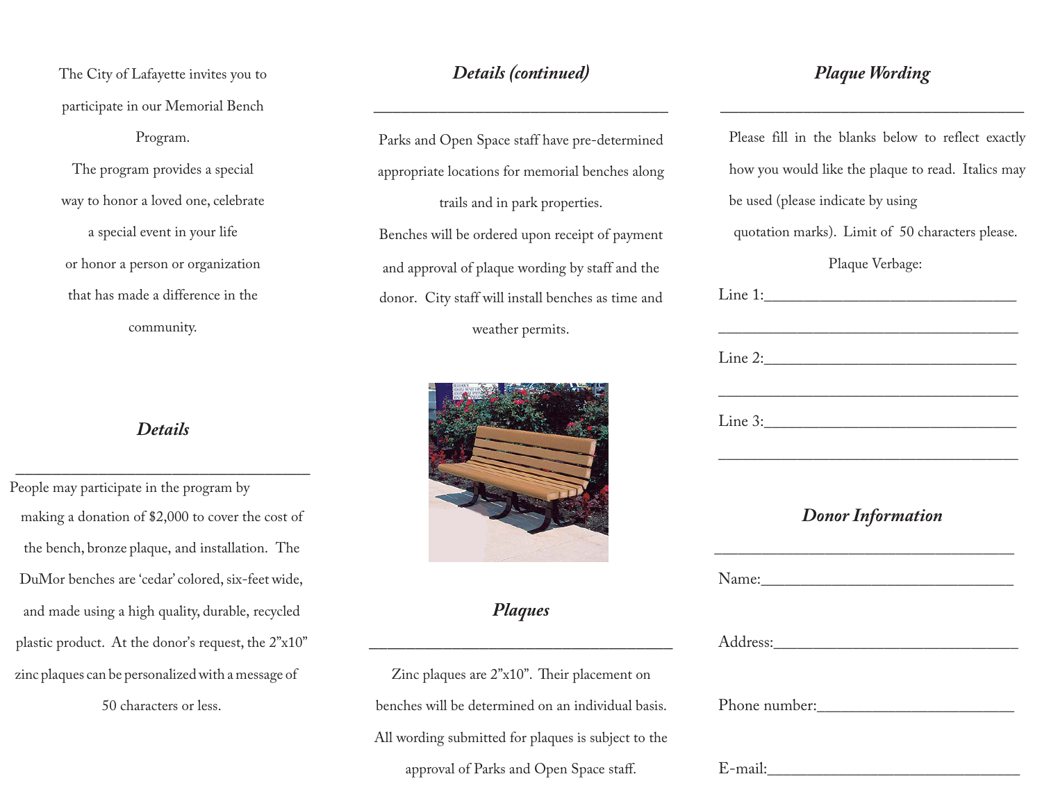The City of Lafayette invites you to participate in our Memorial Bench Program.

The program provides a special way to honor a loved one, celebrate a special event in your life or honor a person or organization that has made a difference in the community.

## *Details*

People may participate in the program by making a donation of $2,000 to cover the cost of the bench, bronze plaque, and installation. The DuMor benches are 'cedar' colored, six-feet wide, and made using a high quality, durable, recycled plastic product. At the donor's request, the 2"x10" zinc plaques can be personalized with a message of 50 characters or less.

## *Details (continued)*

Parks and Open Space staff have pre-determined appropriate locations for memorial benches along trails and in park properties.

Benches will be ordered upon receipt of payment and approval of plaque wording by staff and the donor. City staff will install benches as time and weather permits.

## *Plaques*

Zinc plaques are 2"x10". Their placement on benches will be determined on an individual basis. All wording submitted for plaques is subject to the approval of Parks and Open Space staff.

## *Plaque Wording*

Please fill in the blanks below to reflect exactly how you would like the plaque to read. Italics may be used (please indicate by using quotation marks). Limit of 50 characters please.

Plaque Verbage:

Line 1:________________________________

________________________________________

Line 2:________________________________

________________________________________

Line 3:________________________________

________________________________________

## *Donor Information*

Name:________________________________

Address:______________________________

Phone number:_________________________

E-mail:_______________________________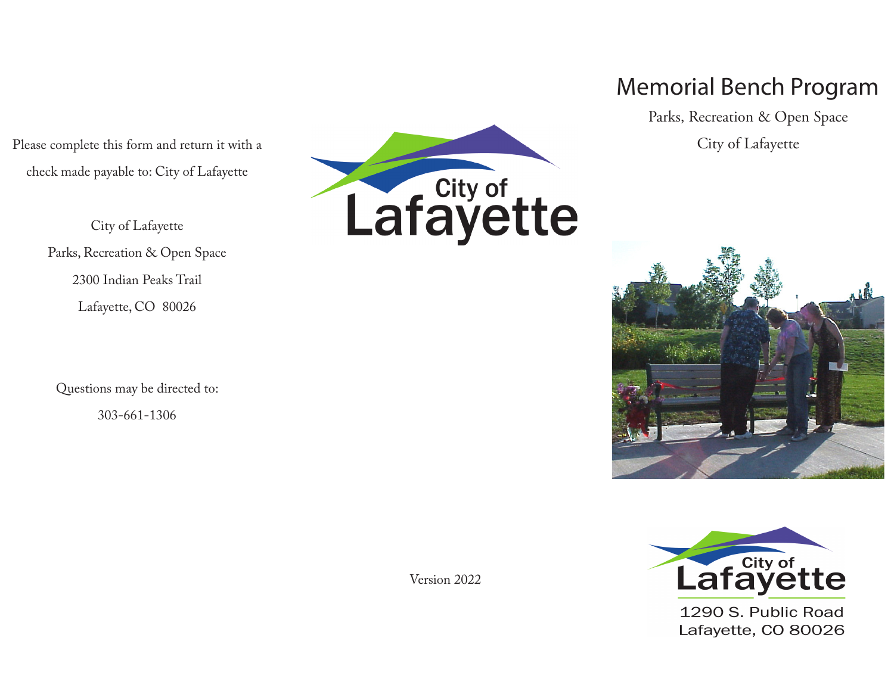Please complete this form and return it with a check made payable to: City of Lafayette

City of Lafayette

Parks, Recreation & Open Space

2300 Indian Peaks Trail

Lafayette, CO 80026

Questions may be directed to:

303-661-1306

Version 2022

# Memorial Bench Program

Parks, Recreation & Open Space

City of Lafayette

1290 S. Public Road

Lafayette, CO 80026